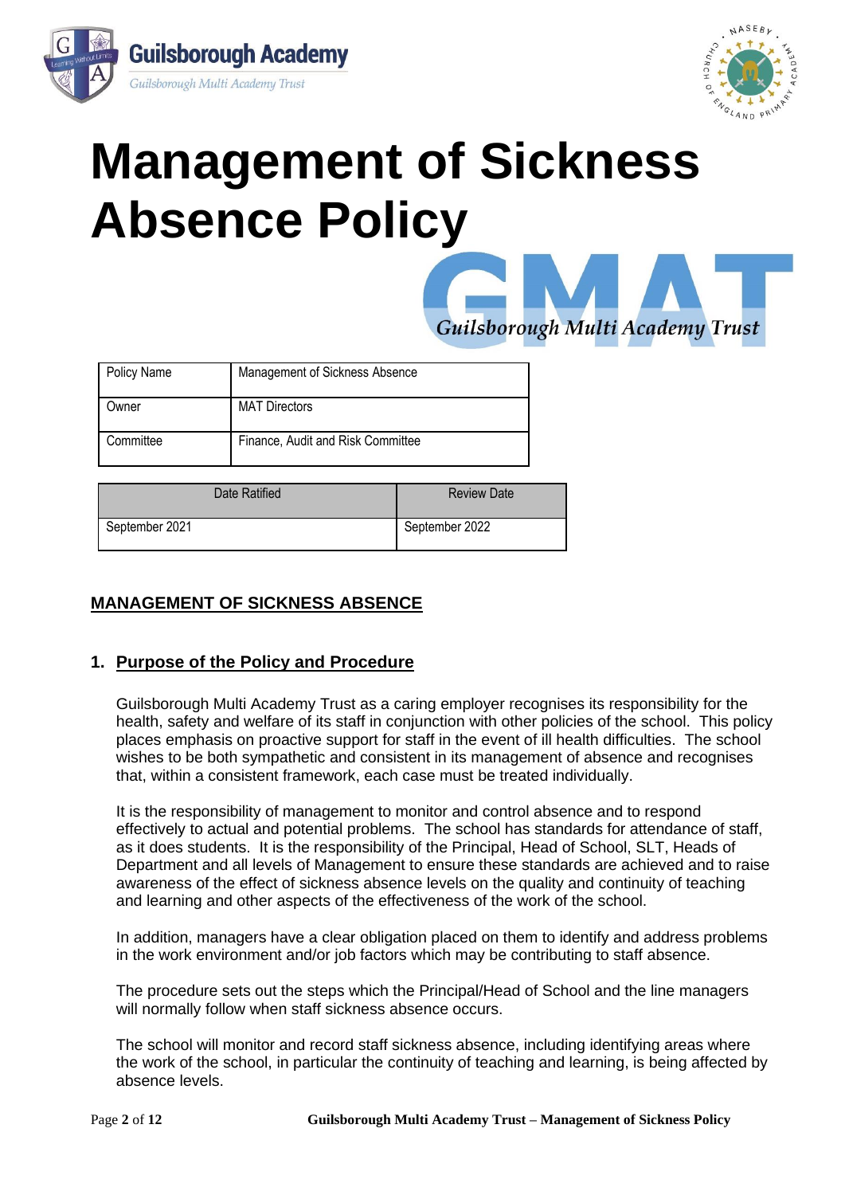# Management of Sickness Absence Policy

| Policy Name | Management of Sickness Absence |
|---|---|
| Owner | MAT Directors |
| Committee | Finance, Audit and Risk Committee |

| Date Ratified | Review Date |
|---|---|
| September 2021 | September 2022 |

## MANAGEMENT OF SICKNESS ABSENCE

### 1. Purpose of the Policy and Procedure

Guilsborough Multi Academy Trust as a caring employer recognises its responsibility for the health, safety and welfare of its staff in conjunction with other policies of the school. This policy places emphasis on proactive support for staff in the event of ill health difficulties. The school wishes to be both sympathetic and consistent in its management of absence and recognises that, within a consistent framework, each case must be treated individually.

It is the responsibility of management to monitor and control absence and to respond effectively to actual and potential problems. The school has standards for attendance of staff, as it does students. It is the responsibility of the Principal, Head of School, SLT, Heads of Department and all levels of Management to ensure these standards are achieved and to raise awareness of the effect of sickness absence levels on the quality and continuity of teaching and learning and other aspects of the effectiveness of the work of the school.

In addition, managers have a clear obligation placed on them to identify and address problems in the work environment and/or job factors which may be contributing to staff absence.

The procedure sets out the steps which the Principal/Head of School and the line managers will normally follow when staff sickness absence occurs.

The school will monitor and record staff sickness absence, including identifying areas where the work of the school, in particular the continuity of teaching and learning, is being affected by absence levels.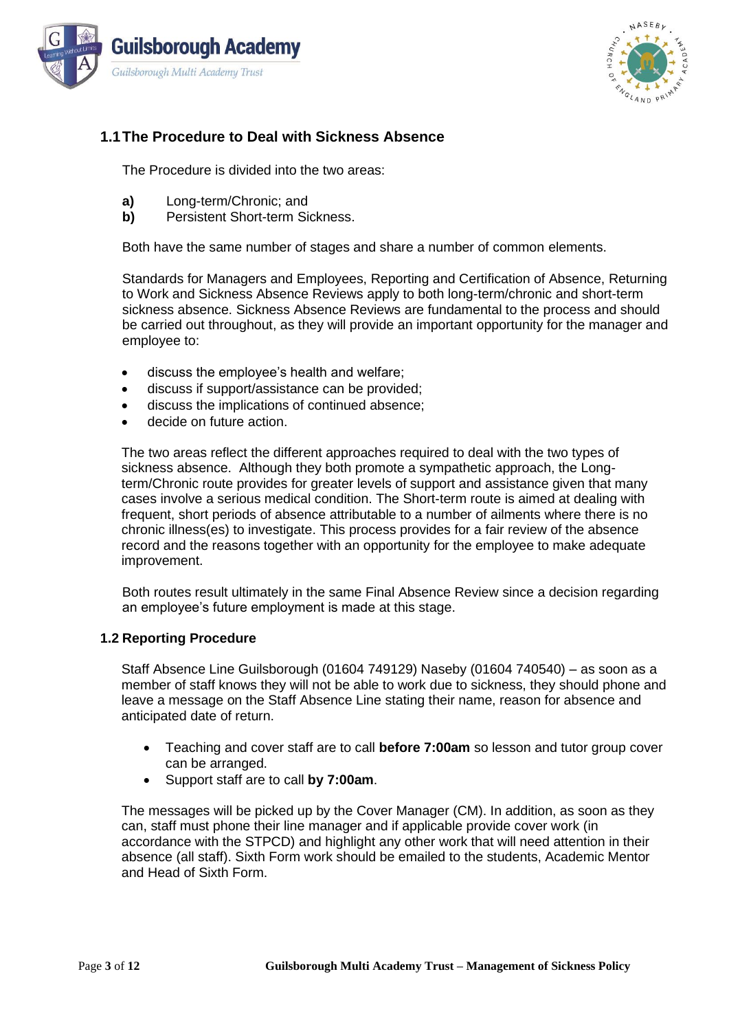## 1.1 The Procedure to Deal with Sickness Absence

The Procedure is divided into the two areas:

**a)** Long-term/Chronic; and
**b)** Persistent Short-term Sickness.

Both have the same number of stages and share a number of common elements.

Standards for Managers and Employees, Reporting and Certification of Absence, Returning to Work and Sickness Absence Reviews apply to both long-term/chronic and short-term sickness absence. Sickness Absence Reviews are fundamental to the process and should be carried out throughout, as they will provide an important opportunity for the manager and employee to:

- discuss the employee's health and welfare;
- discuss if support/assistance can be provided;
- discuss the implications of continued absence;
- decide on future action.

The two areas reflect the different approaches required to deal with the two types of sickness absence. Although they both promote a sympathetic approach, the Long-term/Chronic route provides for greater levels of support and assistance given that many cases involve a serious medical condition. The Short-term route is aimed at dealing with frequent, short periods of absence attributable to a number of ailments where there is no chronic illness(es) to investigate. This process provides for a fair review of the absence record and the reasons together with an opportunity for the employee to make adequate improvement.

Both routes result ultimately in the same Final Absence Review since a decision regarding an employee's future employment is made at this stage.

## 1.2 Reporting Procedure

Staff Absence Line Guilsborough (01604 749129) Naseby (01604 740540) – as soon as a member of staff knows they will not be able to work due to sickness, they should phone and leave a message on the Staff Absence Line stating their name, reason for absence and anticipated date of return.

- Teaching and cover staff are to call **before 7:00am** so lesson and tutor group cover can be arranged.
- Support staff are to call **by 7:00am**.

The messages will be picked up by the Cover Manager (CM). In addition, as soon as they can, staff must phone their line manager and if applicable provide cover work (in accordance with the STPCD) and highlight any other work that will need attention in their absence (all staff). Sixth Form work should be emailed to the students, Academic Mentor and Head of Sixth Form.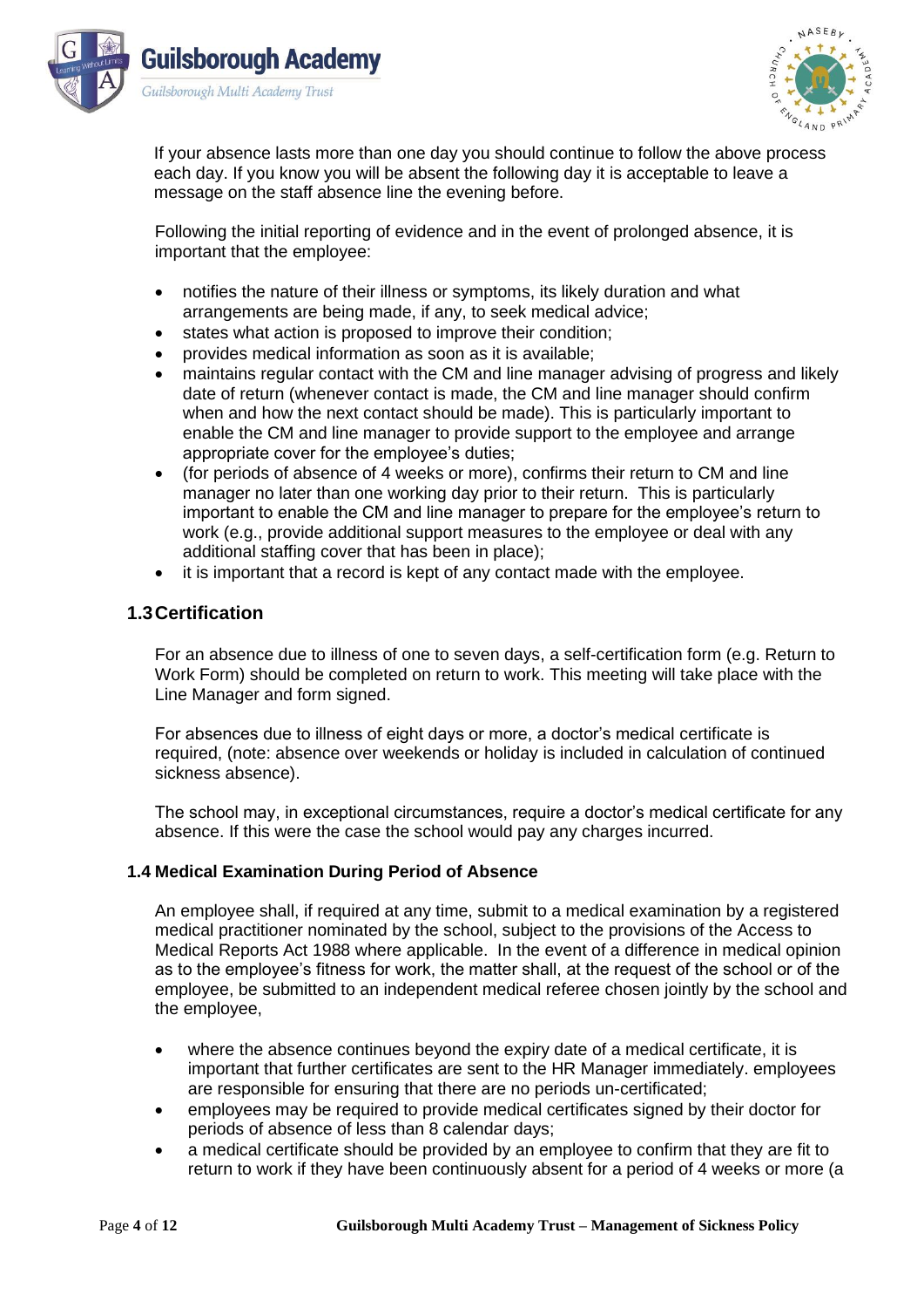If your absence lasts more than one day you should continue to follow the above process each day. If you know you will be absent the following day it is acceptable to leave a message on the staff absence line the evening before.

Following the initial reporting of evidence and in the event of prolonged absence, it is important that the employee:

- notifies the nature of their illness or symptoms, its likely duration and what arrangements are being made, if any, to seek medical advice;
- states what action is proposed to improve their condition;
- provides medical information as soon as it is available;
- maintains regular contact with the CM and line manager advising of progress and likely date of return (whenever contact is made, the CM and line manager should confirm when and how the next contact should be made). This is particularly important to enable the CM and line manager to provide support to the employee and arrange appropriate cover for the employee's duties;
- (for periods of absence of 4 weeks or more), confirms their return to CM and line manager no later than one working day prior to their return. This is particularly important to enable the CM and line manager to prepare for the employee's return to work (e.g., provide additional support measures to the employee or deal with any additional staffing cover that has been in place);
- it is important that a record is kept of any contact made with the employee.

## 1.3 Certification

For an absence due to illness of one to seven days, a self-certification form (e.g. Return to Work Form) should be completed on return to work. This meeting will take place with the Line Manager and form signed.

For absences due to illness of eight days or more, a doctor's medical certificate is required, (note: absence over weekends or holiday is included in calculation of continued sickness absence).

The school may, in exceptional circumstances, require a doctor's medical certificate for any absence. If this were the case the school would pay any charges incurred.

### 1.4 Medical Examination During Period of Absence

An employee shall, if required at any time, submit to a medical examination by a registered medical practitioner nominated by the school, subject to the provisions of the Access to Medical Reports Act 1988 where applicable. In the event of a difference in medical opinion as to the employee's fitness for work, the matter shall, at the request of the school or of the employee, be submitted to an independent medical referee chosen jointly by the school and the employee,

- where the absence continues beyond the expiry date of a medical certificate, it is important that further certificates are sent to the HR Manager immediately. employees are responsible for ensuring that there are no periods un-certificated;
- employees may be required to provide medical certificates signed by their doctor for periods of absence of less than 8 calendar days;
- a medical certificate should be provided by an employee to confirm that they are fit to return to work if they have been continuously absent for a period of 4 weeks or more (a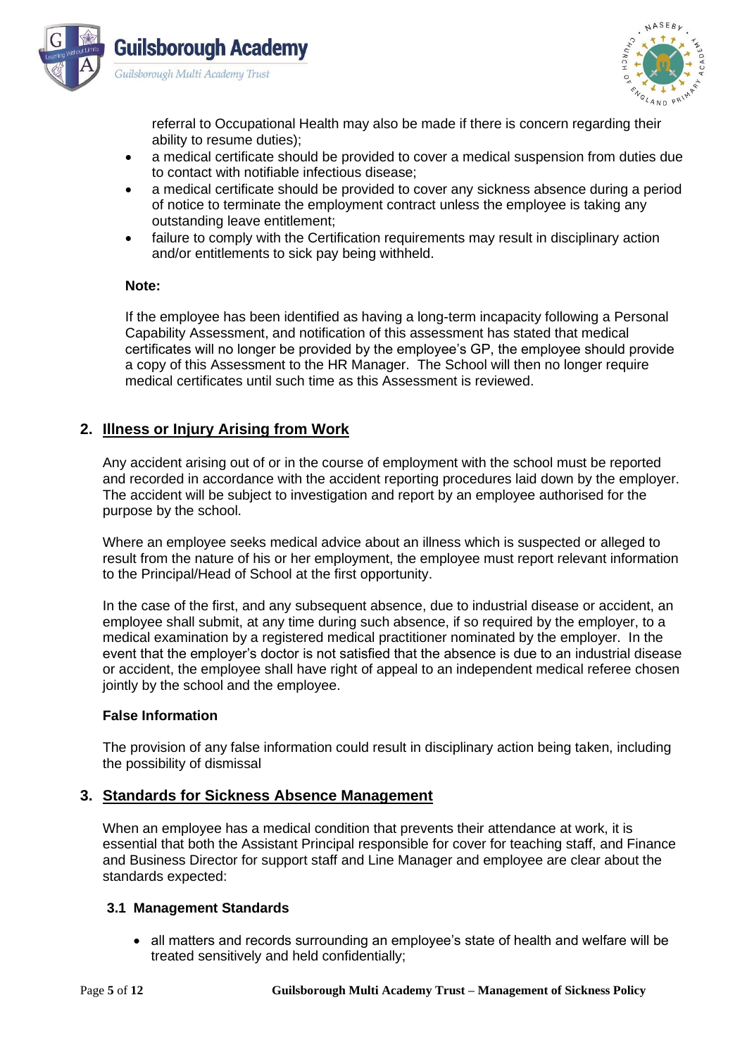referral to Occupational Health may also be made if there is concern regarding their ability to resume duties);

- a medical certificate should be provided to cover a medical suspension from duties due to contact with notifiable infectious disease;
- a medical certificate should be provided to cover any sickness absence during a period of notice to terminate the employment contract unless the employee is taking any outstanding leave entitlement;
- failure to comply with the Certification requirements may result in disciplinary action and/or entitlements to sick pay being withheld.

**Note:**

If the employee has been identified as having a long-term incapacity following a Personal Capability Assessment, and notification of this assessment has stated that medical certificates will no longer be provided by the employee's GP, the employee should provide a copy of this Assessment to the HR Manager. The School will then no longer require medical certificates until such time as this Assessment is reviewed.

## 2. Illness or Injury Arising from Work

Any accident arising out of or in the course of employment with the school must be reported and recorded in accordance with the accident reporting procedures laid down by the employer. The accident will be subject to investigation and report by an employee authorised for the purpose by the school.

Where an employee seeks medical advice about an illness which is suspected or alleged to result from the nature of his or her employment, the employee must report relevant information to the Principal/Head of School at the first opportunity.

In the case of the first, and any subsequent absence, due to industrial disease or accident, an employee shall submit, at any time during such absence, if so required by the employer, to a medical examination by a registered medical practitioner nominated by the employer. In the event that the employer's doctor is not satisfied that the absence is due to an industrial disease or accident, the employee shall have right of appeal to an independent medical referee chosen jointly by the school and the employee.

**False Information**

The provision of any false information could result in disciplinary action being taken, including the possibility of dismissal

## 3. Standards for Sickness Absence Management

When an employee has a medical condition that prevents their attendance at work, it is essential that both the Assistant Principal responsible for cover for teaching staff, and Finance and Business Director for support staff and Line Manager and employee are clear about the standards expected:

### 3.1 Management Standards

- all matters and records surrounding an employee's state of health and welfare will be treated sensitively and held confidentially;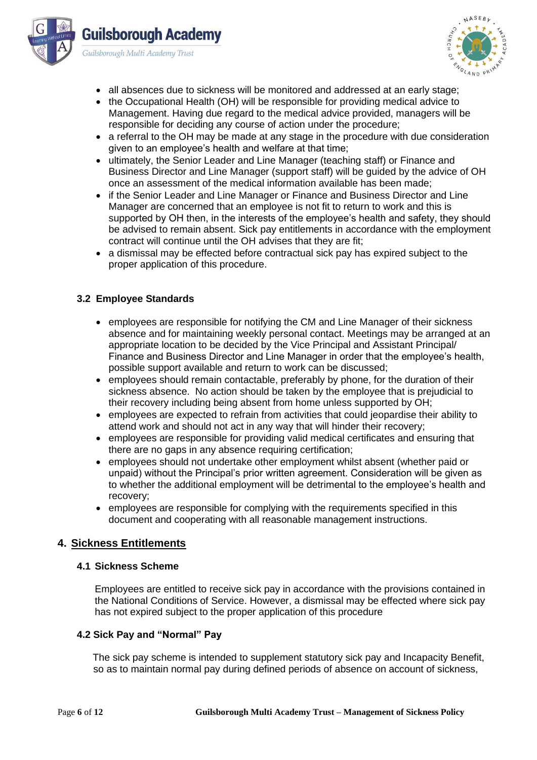- all absences due to sickness will be monitored and addressed at an early stage;
- the Occupational Health (OH) will be responsible for providing medical advice to Management. Having due regard to the medical advice provided, managers will be responsible for deciding any course of action under the procedure;
- a referral to the OH may be made at any stage in the procedure with due consideration given to an employee's health and welfare at that time;
- ultimately, the Senior Leader and Line Manager (teaching staff) or Finance and Business Director and Line Manager (support staff) will be guided by the advice of OH once an assessment of the medical information available has been made;
- if the Senior Leader and Line Manager or Finance and Business Director and Line Manager are concerned that an employee is not fit to return to work and this is supported by OH then, in the interests of the employee's health and safety, they should be advised to remain absent. Sick pay entitlements in accordance with the employment contract will continue until the OH advises that they are fit;
- a dismissal may be effected before contractual sick pay has expired subject to the proper application of this procedure.

### 3.2 Employee Standards

- employees are responsible for notifying the CM and Line Manager of their sickness absence and for maintaining weekly personal contact. Meetings may be arranged at an appropriate location to be decided by the Vice Principal and Assistant Principal/ Finance and Business Director and Line Manager in order that the employee's health, possible support available and return to work can be discussed;
- employees should remain contactable, preferably by phone, for the duration of their sickness absence. No action should be taken by the employee that is prejudicial to their recovery including being absent from home unless supported by OH;
- employees are expected to refrain from activities that could jeopardise their ability to attend work and should not act in any way that will hinder their recovery;
- employees are responsible for providing valid medical certificates and ensuring that there are no gaps in any absence requiring certification;
- employees should not undertake other employment whilst absent (whether paid or unpaid) without the Principal's prior written agreement. Consideration will be given as to whether the additional employment will be detrimental to the employee's health and recovery;
- employees are responsible for complying with the requirements specified in this document and cooperating with all reasonable management instructions.

## 4. Sickness Entitlements

### 4.1 Sickness Scheme

Employees are entitled to receive sick pay in accordance with the provisions contained in the National Conditions of Service. However, a dismissal may be effected where sick pay has not expired subject to the proper application of this procedure

### 4.2 Sick Pay and "Normal" Pay

The sick pay scheme is intended to supplement statutory sick pay and Incapacity Benefit, so as to maintain normal pay during defined periods of absence on account of sickness,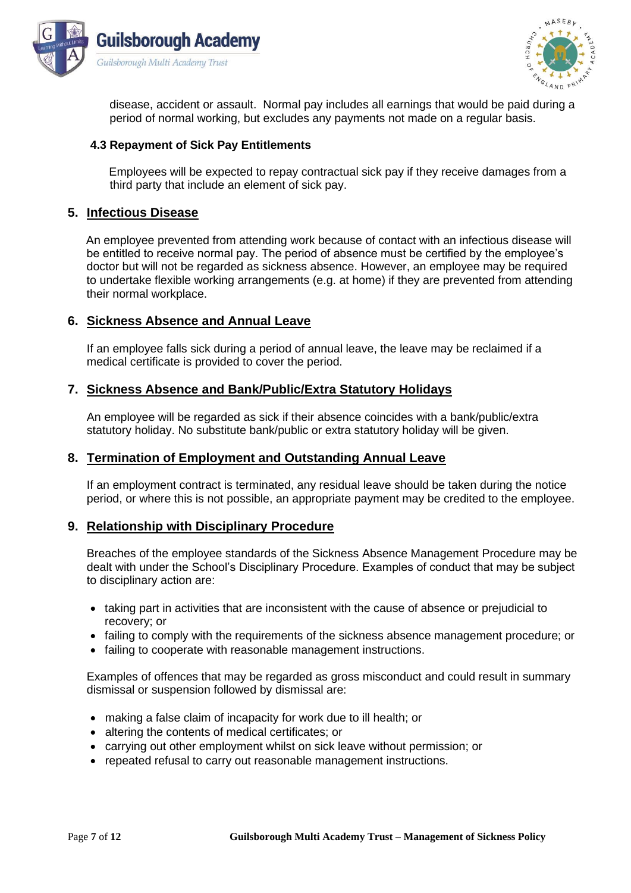disease, accident or assault. Normal pay includes all earnings that would be paid during a period of normal working, but excludes any payments not made on a regular basis.

### 4.3 Repayment of Sick Pay Entitlements

Employees will be expected to repay contractual sick pay if they receive damages from a third party that include an element of sick pay.

## 5. Infectious Disease

An employee prevented from attending work because of contact with an infectious disease will be entitled to receive normal pay. The period of absence must be certified by the employee's doctor but will not be regarded as sickness absence. However, an employee may be required to undertake flexible working arrangements (e.g. at home) if they are prevented from attending their normal workplace.

## 6. Sickness Absence and Annual Leave

If an employee falls sick during a period of annual leave, the leave may be reclaimed if a medical certificate is provided to cover the period.

## 7. Sickness Absence and Bank/Public/Extra Statutory Holidays

An employee will be regarded as sick if their absence coincides with a bank/public/extra statutory holiday. No substitute bank/public or extra statutory holiday will be given.

## 8. Termination of Employment and Outstanding Annual Leave

If an employment contract is terminated, any residual leave should be taken during the notice period, or where this is not possible, an appropriate payment may be credited to the employee.

## 9. Relationship with Disciplinary Procedure

Breaches of the employee standards of the Sickness Absence Management Procedure may be dealt with under the School's Disciplinary Procedure. Examples of conduct that may be subject to disciplinary action are:

- taking part in activities that are inconsistent with the cause of absence or prejudicial to recovery; or
- failing to comply with the requirements of the sickness absence management procedure; or
- failing to cooperate with reasonable management instructions.

Examples of offences that may be regarded as gross misconduct and could result in summary dismissal or suspension followed by dismissal are:

- making a false claim of incapacity for work due to ill health; or
- altering the contents of medical certificates; or
- carrying out other employment whilst on sick leave without permission; or
- repeated refusal to carry out reasonable management instructions.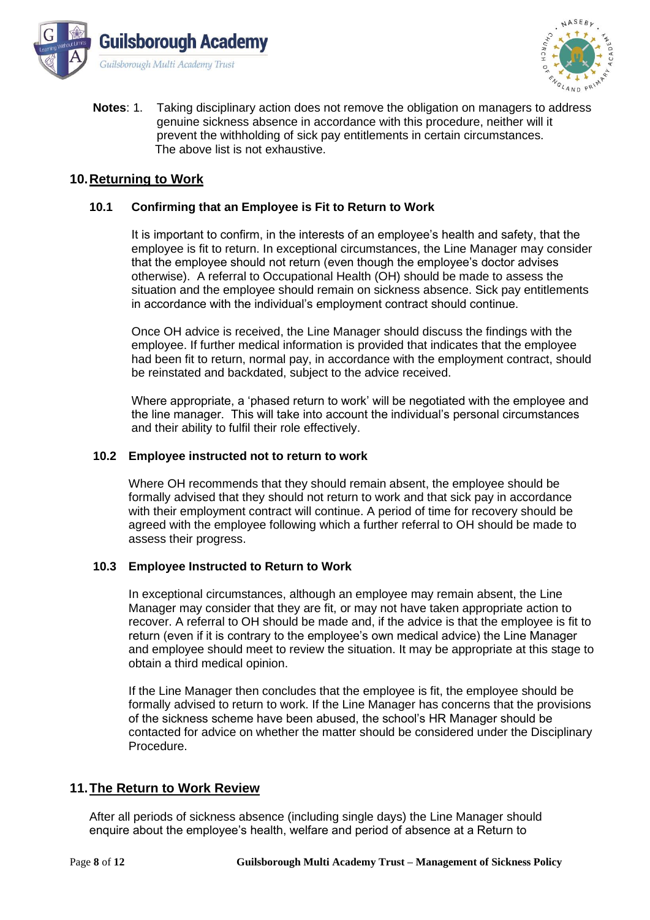**Notes**: 1. Taking disciplinary action does not remove the obligation on managers to address genuine sickness absence in accordance with this procedure, neither will it prevent the withholding of sick pay entitlements in certain circumstances. The above list is not exhaustive.

## 10. Returning to Work

### 10.1 Confirming that an Employee is Fit to Return to Work

It is important to confirm, in the interests of an employee's health and safety, that the employee is fit to return. In exceptional circumstances, the Line Manager may consider that the employee should not return (even though the employee's doctor advises otherwise). A referral to Occupational Health (OH) should be made to assess the situation and the employee should remain on sickness absence. Sick pay entitlements in accordance with the individual's employment contract should continue.

Once OH advice is received, the Line Manager should discuss the findings with the employee. If further medical information is provided that indicates that the employee had been fit to return, normal pay, in accordance with the employment contract, should be reinstated and backdated, subject to the advice received.

Where appropriate, a 'phased return to work' will be negotiated with the employee and the line manager. This will take into account the individual's personal circumstances and their ability to fulfil their role effectively.

### 10.2 Employee instructed not to return to work

Where OH recommends that they should remain absent, the employee should be formally advised that they should not return to work and that sick pay in accordance with their employment contract will continue. A period of time for recovery should be agreed with the employee following which a further referral to OH should be made to assess their progress.

### 10.3 Employee Instructed to Return to Work

In exceptional circumstances, although an employee may remain absent, the Line Manager may consider that they are fit, or may not have taken appropriate action to recover. A referral to OH should be made and, if the advice is that the employee is fit to return (even if it is contrary to the employee's own medical advice) the Line Manager and employee should meet to review the situation. It may be appropriate at this stage to obtain a third medical opinion.

If the Line Manager then concludes that the employee is fit, the employee should be formally advised to return to work. If the Line Manager has concerns that the provisions of the sickness scheme have been abused, the school's HR Manager should be contacted for advice on whether the matter should be considered under the Disciplinary Procedure.

## 11. The Return to Work Review

After all periods of sickness absence (including single days) the Line Manager should enquire about the employee's health, welfare and period of absence at a Return to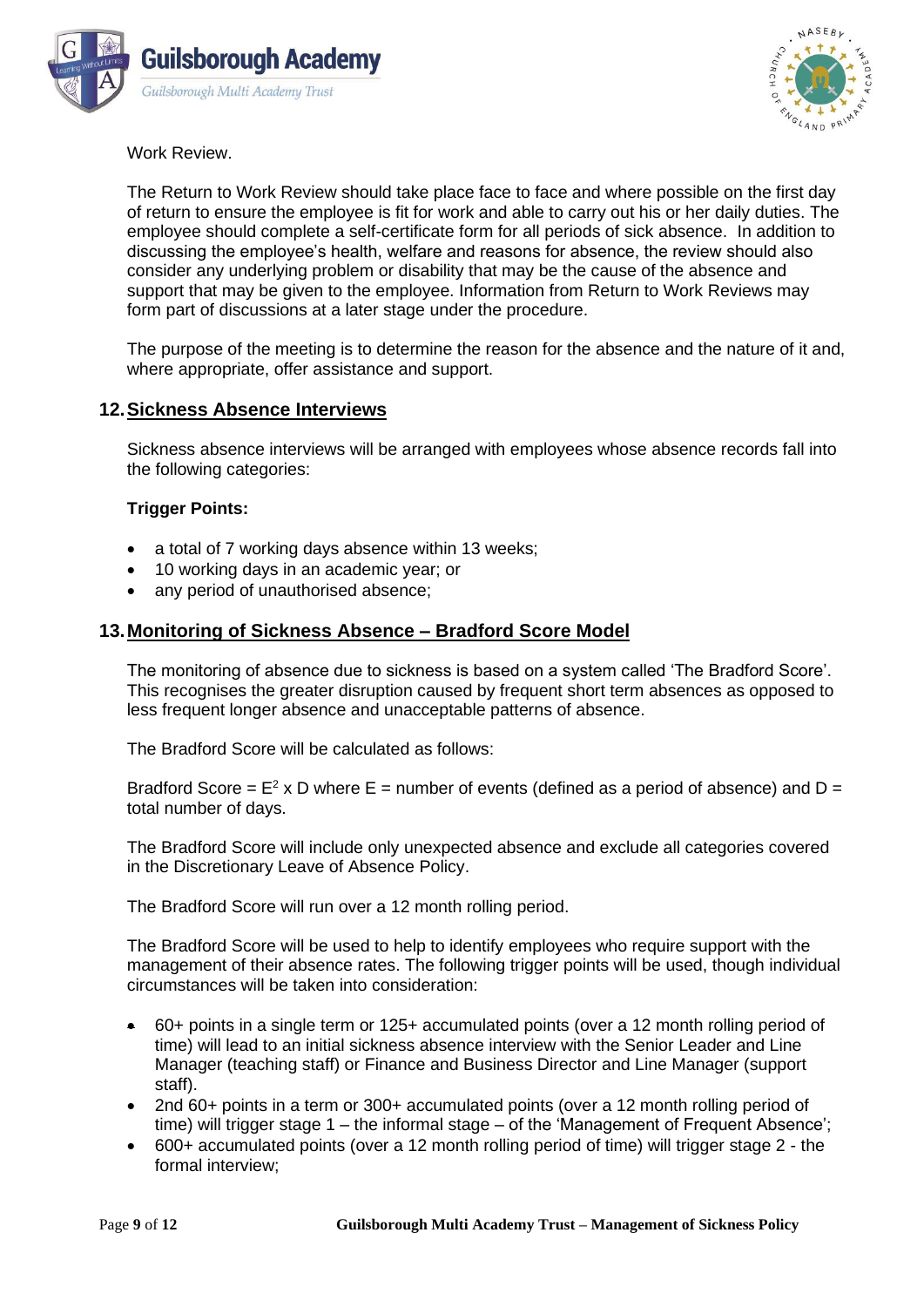Work Review.

The Return to Work Review should take place face to face and where possible on the first day of return to ensure the employee is fit for work and able to carry out his or her daily duties. The employee should complete a self-certificate form for all periods of sick absence. In addition to discussing the employee's health, welfare and reasons for absence, the review should also consider any underlying problem or disability that may be the cause of the absence and support that may be given to the employee. Information from Return to Work Reviews may form part of discussions at a later stage under the procedure.

The purpose of the meeting is to determine the reason for the absence and the nature of it and, where appropriate, offer assistance and support.

## 12. Sickness Absence Interviews

Sickness absence interviews will be arranged with employees whose absence records fall into the following categories:

**Trigger Points:**

- a total of 7 working days absence within 13 weeks;
- 10 working days in an academic year; or
- any period of unauthorised absence;

## 13. Monitoring of Sickness Absence – Bradford Score Model

The monitoring of absence due to sickness is based on a system called 'The Bradford Score'. This recognises the greater disruption caused by frequent short term absences as opposed to less frequent longer absence and unacceptable patterns of absence.

The Bradford Score will be calculated as follows:

Bradford Score = $E^2 \times D$ where E = number of events (defined as a period of absence) and D = total number of days.

The Bradford Score will include only unexpected absence and exclude all categories covered in the Discretionary Leave of Absence Policy.

The Bradford Score will run over a 12 month rolling period.

The Bradford Score will be used to help to identify employees who require support with the management of their absence rates. The following trigger points will be used, though individual circumstances will be taken into consideration:

- 60+ points in a single term or 125+ accumulated points (over a 12 month rolling period of time) will lead to an initial sickness absence interview with the Senior Leader and Line Manager (teaching staff) or Finance and Business Director and Line Manager (support staff).
- 2nd 60+ points in a term or 300+ accumulated points (over a 12 month rolling period of time) will trigger stage 1 – the informal stage – of the 'Management of Frequent Absence';
- 600+ accumulated points (over a 12 month rolling period of time) will trigger stage 2 - the formal interview;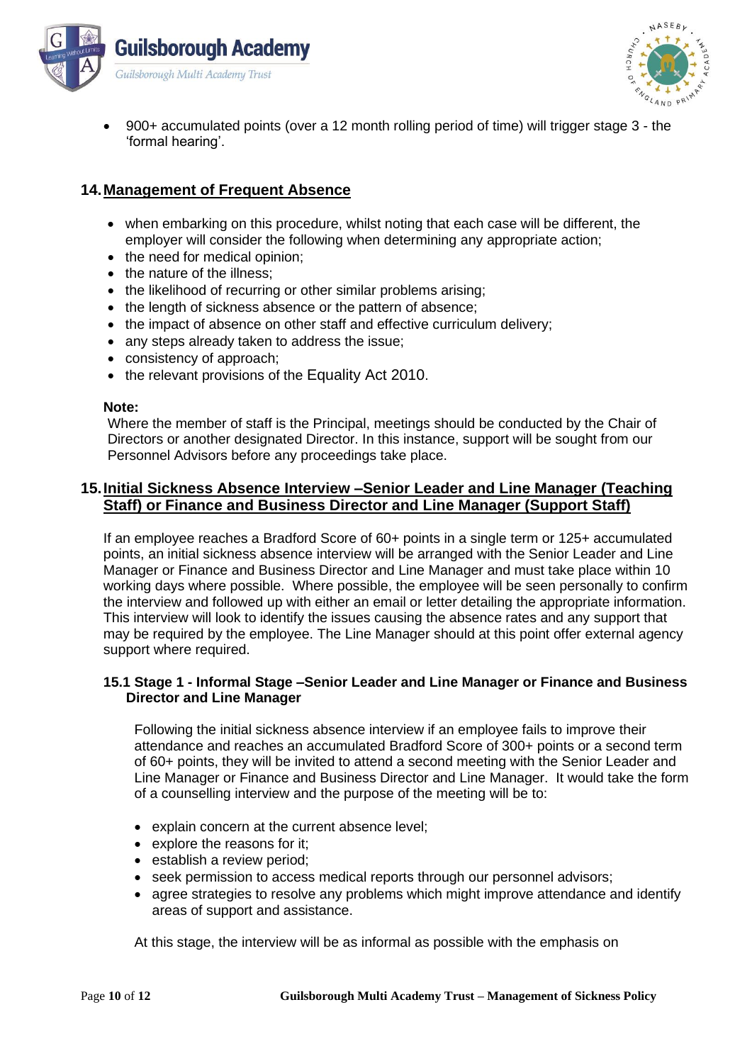- 900+ accumulated points (over a 12 month rolling period of time) will trigger stage 3 - the 'formal hearing'.

## 14. Management of Frequent Absence

- when embarking on this procedure, whilst noting that each case will be different, the employer will consider the following when determining any appropriate action;
- the need for medical opinion;
- the nature of the illness;
- the likelihood of recurring or other similar problems arising;
- the length of sickness absence or the pattern of absence;
- the impact of absence on other staff and effective curriculum delivery;
- any steps already taken to address the issue;
- consistency of approach;
- the relevant provisions of the Equality Act 2010.

**Note:**
Where the member of staff is the Principal, meetings should be conducted by the Chair of Directors or another designated Director. In this instance, support will be sought from our Personnel Advisors before any proceedings take place.

## 15. Initial Sickness Absence Interview –Senior Leader and Line Manager (Teaching Staff) or Finance and Business Director and Line Manager (Support Staff)

If an employee reaches a Bradford Score of 60+ points in a single term or 125+ accumulated points, an initial sickness absence interview will be arranged with the Senior Leader and Line Manager or Finance and Business Director and Line Manager and must take place within 10 working days where possible. Where possible, the employee will be seen personally to confirm the interview and followed up with either an email or letter detailing the appropriate information. This interview will look to identify the issues causing the absence rates and any support that may be required by the employee. The Line Manager should at this point offer external agency support where required.

### 15.1 Stage 1 - Informal Stage –Senior Leader and Line Manager or Finance and Business Director and Line Manager

Following the initial sickness absence interview if an employee fails to improve their attendance and reaches an accumulated Bradford Score of 300+ points or a second term of 60+ points, they will be invited to attend a second meeting with the Senior Leader and Line Manager or Finance and Business Director and Line Manager. It would take the form of a counselling interview and the purpose of the meeting will be to:

- explain concern at the current absence level;
- explore the reasons for it;
- establish a review period;
- seek permission to access medical reports through our personnel advisors;
- agree strategies to resolve any problems which might improve attendance and identify areas of support and assistance.

At this stage, the interview will be as informal as possible with the emphasis on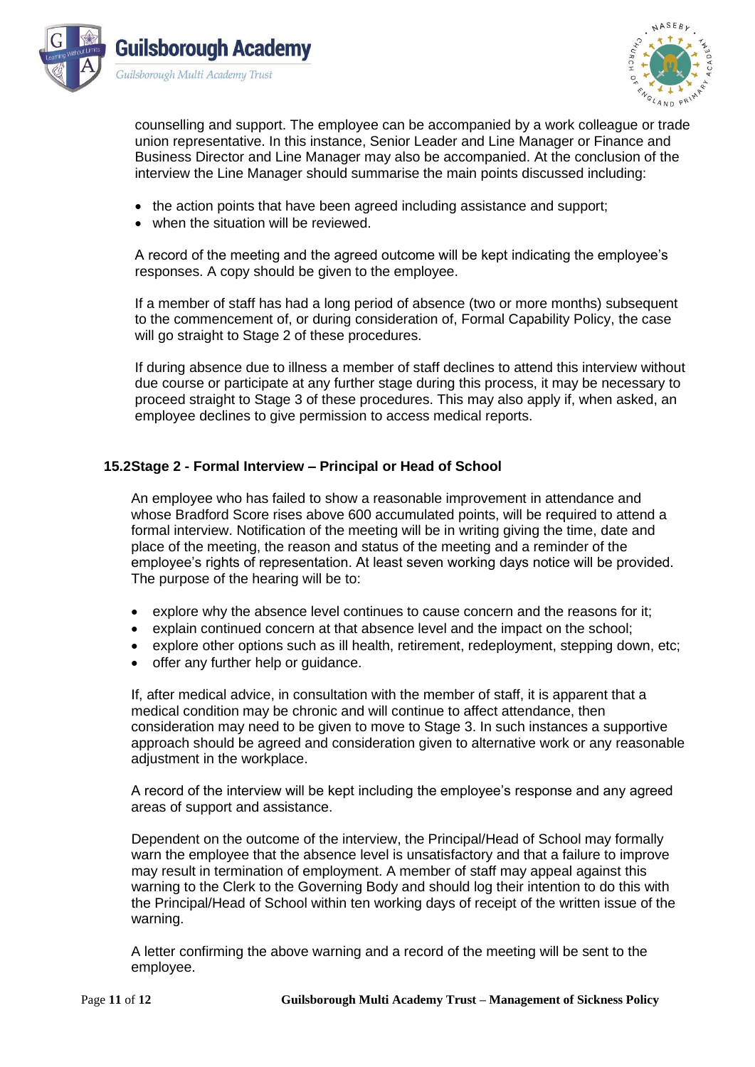counselling and support. The employee can be accompanied by a work colleague or trade union representative. In this instance, Senior Leader and Line Manager or Finance and Business Director and Line Manager may also be accompanied. At the conclusion of the interview the Line Manager should summarise the main points discussed including:

- the action points that have been agreed including assistance and support;
- when the situation will be reviewed.

A record of the meeting and the agreed outcome will be kept indicating the employee's responses. A copy should be given to the employee.

If a member of staff has had a long period of absence (two or more months) subsequent to the commencement of, or during consideration of, Formal Capability Policy, the case will go straight to Stage 2 of these procedures.

If during absence due to illness a member of staff declines to attend this interview without due course or participate at any further stage during this process, it may be necessary to proceed straight to Stage 3 of these procedures. This may also apply if, when asked, an employee declines to give permission to access medical reports.

### 15.2Stage 2 - Formal Interview – Principal or Head of School

An employee who has failed to show a reasonable improvement in attendance and whose Bradford Score rises above 600 accumulated points, will be required to attend a formal interview. Notification of the meeting will be in writing giving the time, date and place of the meeting, the reason and status of the meeting and a reminder of the employee's rights of representation. At least seven working days notice will be provided. The purpose of the hearing will be to:

- explore why the absence level continues to cause concern and the reasons for it;
- explain continued concern at that absence level and the impact on the school;
- explore other options such as ill health, retirement, redeployment, stepping down, etc;
- offer any further help or guidance.

If, after medical advice, in consultation with the member of staff, it is apparent that a medical condition may be chronic and will continue to affect attendance, then consideration may need to be given to move to Stage 3. In such instances a supportive approach should be agreed and consideration given to alternative work or any reasonable adjustment in the workplace.

A record of the interview will be kept including the employee's response and any agreed areas of support and assistance.

Dependent on the outcome of the interview, the Principal/Head of School may formally warn the employee that the absence level is unsatisfactory and that a failure to improve may result in termination of employment. A member of staff may appeal against this warning to the Clerk to the Governing Body and should log their intention to do this with the Principal/Head of School within ten working days of receipt of the written issue of the warning.

A letter confirming the above warning and a record of the meeting will be sent to the employee.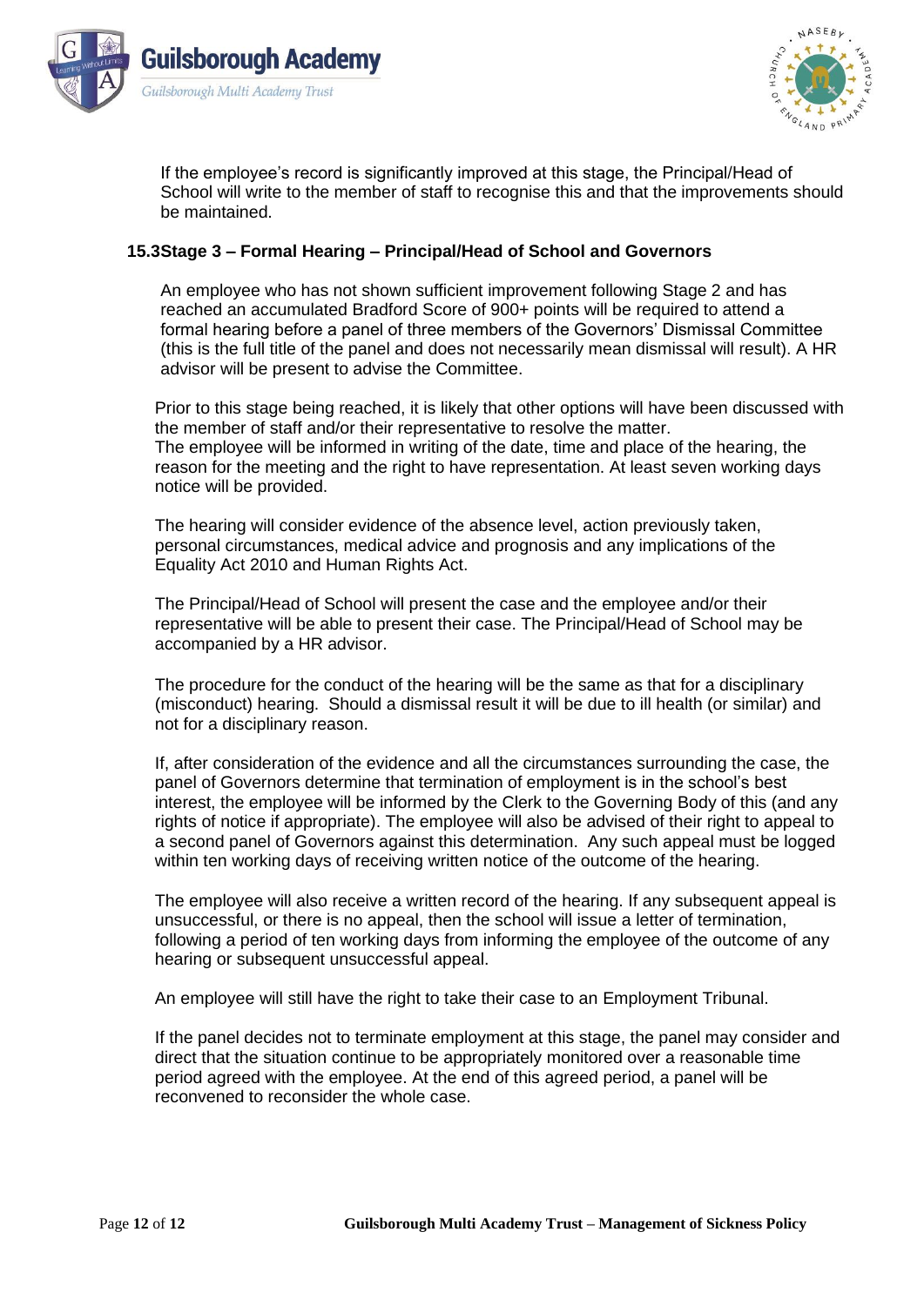If the employee's record is significantly improved at this stage, the Principal/Head of School will write to the member of staff to recognise this and that the improvements should be maintained.

### 15.3 Stage 3 – Formal Hearing – Principal/Head of School and Governors

An employee who has not shown sufficient improvement following Stage 2 and has reached an accumulated Bradford Score of 900+ points will be required to attend a formal hearing before a panel of three members of the Governors' Dismissal Committee (this is the full title of the panel and does not necessarily mean dismissal will result). A HR advisor will be present to advise the Committee.

Prior to this stage being reached, it is likely that other options will have been discussed with the member of staff and/or their representative to resolve the matter.
The employee will be informed in writing of the date, time and place of the hearing, the reason for the meeting and the right to have representation. At least seven working days notice will be provided.

The hearing will consider evidence of the absence level, action previously taken, personal circumstances, medical advice and prognosis and any implications of the Equality Act 2010 and Human Rights Act.

The Principal/Head of School will present the case and the employee and/or their representative will be able to present their case. The Principal/Head of School may be accompanied by a HR advisor.

The procedure for the conduct of the hearing will be the same as that for a disciplinary (misconduct) hearing. Should a dismissal result it will be due to ill health (or similar) and not for a disciplinary reason.

If, after consideration of the evidence and all the circumstances surrounding the case, the panel of Governors determine that termination of employment is in the school's best interest, the employee will be informed by the Clerk to the Governing Body of this (and any rights of notice if appropriate). The employee will also be advised of their right to appeal to a second panel of Governors against this determination. Any such appeal must be logged within ten working days of receiving written notice of the outcome of the hearing.

The employee will also receive a written record of the hearing. If any subsequent appeal is unsuccessful, or there is no appeal, then the school will issue a letter of termination, following a period of ten working days from informing the employee of the outcome of any hearing or subsequent unsuccessful appeal.

An employee will still have the right to take their case to an Employment Tribunal.

If the panel decides not to terminate employment at this stage, the panel may consider and direct that the situation continue to be appropriately monitored over a reasonable time period agreed with the employee. At the end of this agreed period, a panel will be reconvened to reconsider the whole case.